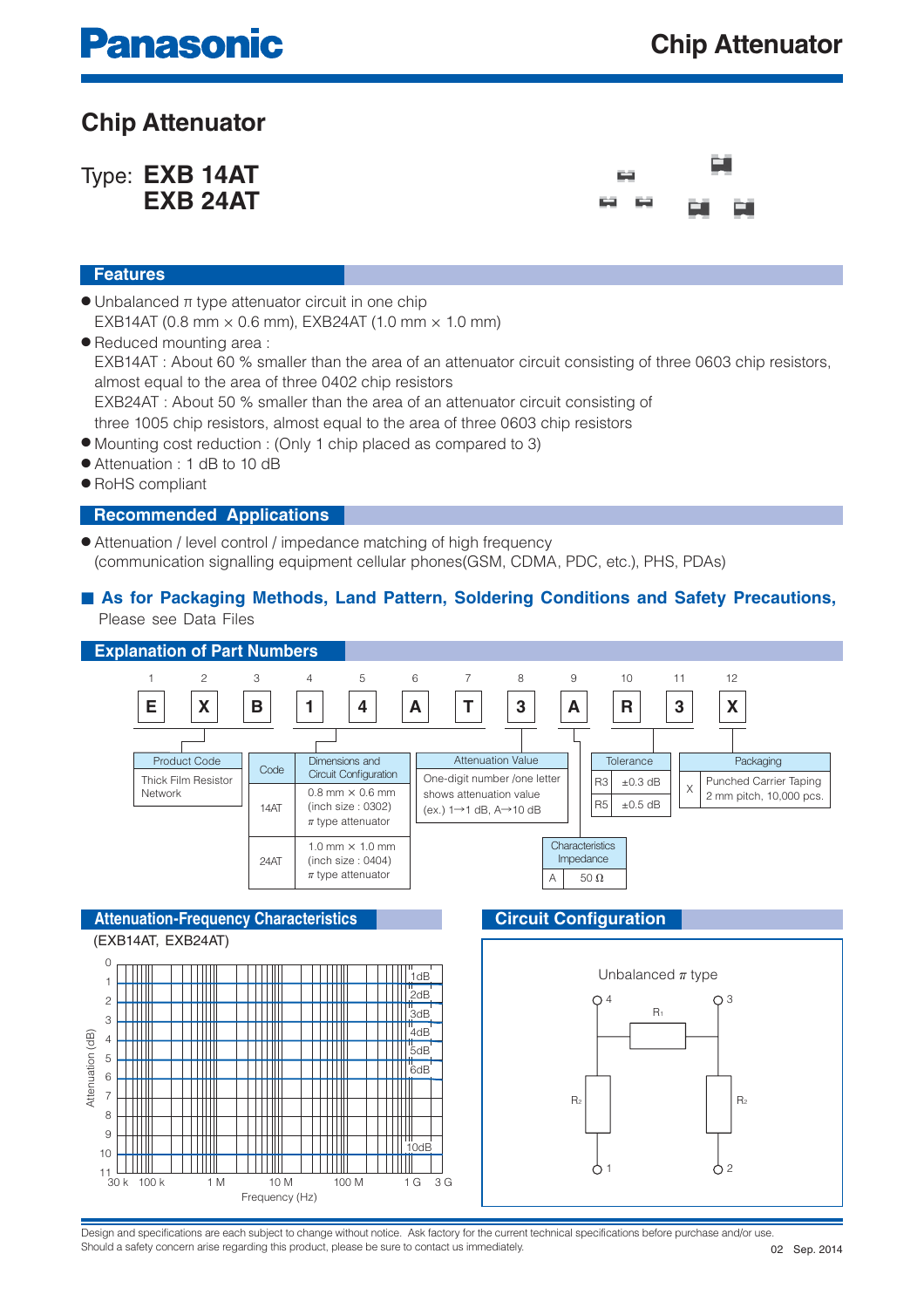# Chip Attenuator

Type: **EXB 14AT**
**EXB 24AT**

## Features

- Unbalanced π type attenuator circuit in one chip
  EXB14AT (0.8 mm × 0.6 mm), EXB24AT (1.0 mm × 1.0 mm)
- Reduced mounting area :
  EXB14AT : About 60 % smaller than the area of an attenuator circuit consisting of three 0603 chip resistors, almost equal to the area of three 0402 chip resistors
  EXB24AT : About 50 % smaller than the area of an attenuator circuit consisting of three 1005 chip resistors, almost equal to the area of three 0603 chip resistors
- Mounting cost reduction : (Only 1 chip placed as compared to 3)
- Attenuation : 1 dB to 10 dB
- RoHS compliant

## Recommended Applications

- Attenuation / level control / impedance matching of high frequency
  (communication signalling equipment cellular phones(GSM, CDMA, PDC, etc.), PHS, PDAs)

**■ As for Packaging Methods, Land Pattern, Soldering Conditions and Safety Precautions,**
Please see Data Files

## Explanation of Part Numbers

| 1 | 2 | 3 | 4 | 5 | 6 | 7 | 8 | 9 | 10 | 11 | 12 |
|---|---|---|---|---|---|---|---|---|---|---|---|
| E | X | B | 1 | 4 | A | T | 3 | A | R | 3 | X |

**Product Code** (1–3)

| Product Code |
|---|
| Thick Film Resistor Network |

**Dimensions and Circuit Configuration** (4–7)

| Code | Dimensions and Circuit Configuration |
|---|---|
| 14AT | 0.8 mm × 0.6 mm (inch size : 0302) π type attenuator |
| 24AT | 1.0 mm × 1.0 mm (inch size : 0404) π type attenuator |

**Attenuation Value** (8)

| Attenuation Value |
|---|
| One-digit number /one letter shows attenuation value (ex.) 1→1 dB, A→10 dB |

**Characteristics Impedance** (9)

| Characteristics Impedance | |
|---|---|
| A | 50 Ω |

**Tolerance** (10–11)

| Tolerance | |
|---|---|
| R3 | ±0.3 dB |
| R5 | ±0.5 dB |

**Packaging** (12)

| Packaging | |
|---|---|
| X | Punched Carrier Taping 2 mm pitch, 10,000 pcs. |

## Attenuation-Frequency Characteristics

(EXB14AT, EXB24AT)

Attenuation (dB) vs. Frequency (Hz), 30 k to 3 G: flat lines at 1dB, 2dB, 3dB, 4dB, 5dB, 6dB, 10dB.

## Circuit Configuration

Unbalanced π type

Terminals 4 and 3 connected through $R_1$; $R_2$ from terminal 4 side to terminal 1; $R_2$ from terminal 3 side to terminal 2.

Design and specifications are each subject to change without notice. Ask factory for the current technical specifications before purchase and/or use.
Should a safety concern arise regarding this product, please be sure to contact us immediately.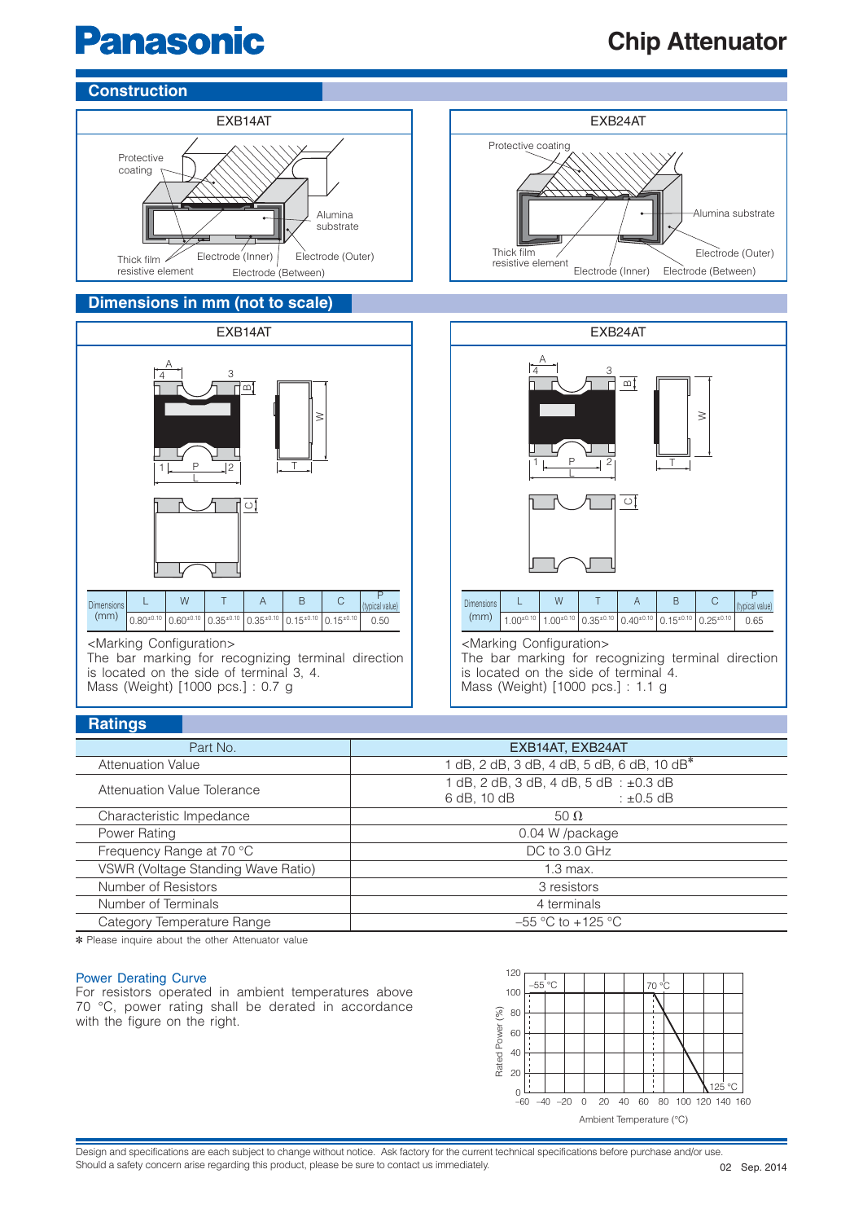# Panasonic Chip Attenuator

## Construction

EXB14AT

Protective coating
Alumina substrate
Thick film resistive element
Electrode (Inner)
Electrode (Outer)
Electrode (Between)

EXB24AT

Protective coating
Alumina substrate
Thick film resistive element
Electrode (Inner)
Electrode (Outer)
Electrode (Between)

## Dimensions in mm (not to scale)

EXB14AT

| Dimensions (mm) | L | W | T | A | B | C | P (typical value) |
|---|---|---|---|---|---|---|---|
| | 0.80$^{\pm0.10}$ | 0.60$^{\pm0.10}$ | 0.35$^{\pm0.10}$ | 0.35$^{\pm0.10}$ | 0.15$^{\pm0.10}$ | 0.15$^{\pm0.10}$ | 0.50 |

<Marking Configuration>
The bar marking for recognizing terminal direction is located on the side of terminal 3, 4.
Mass (Weight) [1000 pcs.] : 0.7 g

EXB24AT

| Dimensions (mm) | L | W | T | A | B | C | P (typical value) |
|---|---|---|---|---|---|---|---|
| | 1.00$^{\pm0.10}$ | 1.00$^{\pm0.10}$ | 0.35$^{\pm0.10}$ | 0.40$^{\pm0.10}$ | 0.15$^{\pm0.10}$ | 0.25$^{\pm0.10}$ | 0.65 |

<Marking Configuration>
The bar marking for recognizing terminal direction is located on the side of terminal 4.
Mass (Weight) [1000 pcs.] : 1.1 g

## Ratings

| Part No. | EXB14AT, EXB24AT |
|---|---|
| Attenuation Value | 1 dB, 2 dB, 3 dB, 4 dB, 5 dB, 6 dB, 10 dB* |
| Attenuation Value Tolerance | 1 dB, 2 dB, 3 dB, 4 dB, 5 dB : ±0.3 dB<br>6 dB, 10 dB : ±0.5 dB |
| Characteristic Impedance | 50 Ω |
| Power Rating | 0.04 W /package |
| Frequency Range at 70 °C | DC to 3.0 GHz |
| VSWR (Voltage Standing Wave Ratio) | 1.3 max. |
| Number of Resistors | 3 resistors |
| Number of Terminals | 4 terminals |
| Category Temperature Range | –55 °C to +125 °C |

* Please inquire about the other Attenuator value

### Power Derating Curve

For resistors operated in ambient temperatures above 70 °C, power rating shall be derated in accordance with the figure on the right.

Rated Power (%)
120
100
80
60
40
20
0
–55 °C
70 °C
125 °C
–60 –40 –20 0 20 40 60 80 100 120 140 160
Ambient Temperature (°C)

Design and specifications are each subject to change without notice. Ask factory for the current technical specifications before purchase and/or use.
Should a safety concern arise regarding this product, please be sure to contact us immediately.

02 Sep. 2014